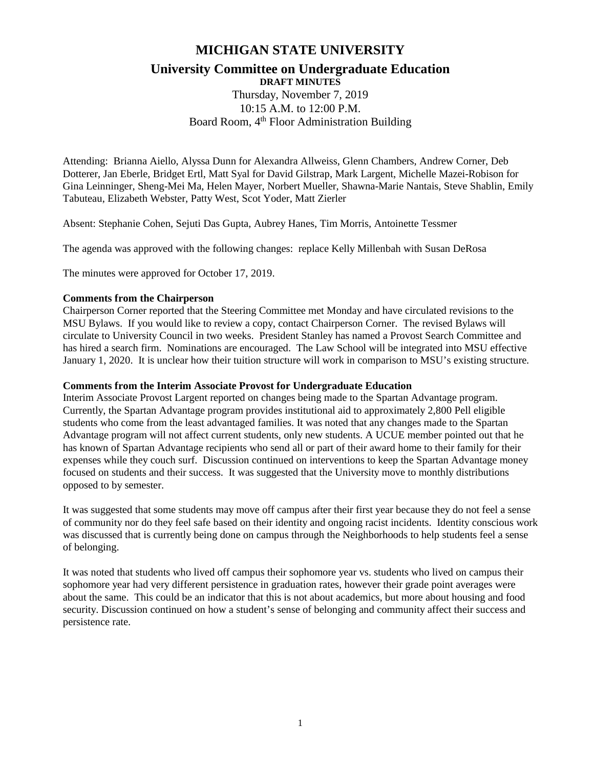# MICHIGAN STATE UNIVERSITY

## University Committee on Undergraduate Education

**DRAFT MINUTES**

Thursday, November 7, 2019
10:15 A.M. to 12:00 P.M.
Board Room, 4th Floor Administration Building

Attending: Brianna Aiello, Alyssa Dunn for Alexandra Allweiss, Glenn Chambers, Andrew Corner, Deb Dotterer, Jan Eberle, Bridget Ertl, Matt Syal for David Gilstrap, Mark Largent, Michelle Mazei-Robison for Gina Leinninger, Sheng-Mei Ma, Helen Mayer, Norbert Mueller, Shawna-Marie Nantais, Steve Shablin, Emily Tabuteau, Elizabeth Webster, Patty West, Scot Yoder, Matt Zierler

Absent: Stephanie Cohen, Sejuti Das Gupta, Aubrey Hanes, Tim Morris, Antoinette Tessmer

The agenda was approved with the following changes: replace Kelly Millenbah with Susan DeRosa

The minutes were approved for October 17, 2019.

**Comments from the Chairperson**

Chairperson Corner reported that the Steering Committee met Monday and have circulated revisions to the MSU Bylaws. If you would like to review a copy, contact Chairperson Corner. The revised Bylaws will circulate to University Council in two weeks. President Stanley has named a Provost Search Committee and has hired a search firm. Nominations are encouraged. The Law School will be integrated into MSU effective January 1, 2020. It is unclear how their tuition structure will work in comparison to MSU's existing structure.

**Comments from the Interim Associate Provost for Undergraduate Education**

Interim Associate Provost Largent reported on changes being made to the Spartan Advantage program. Currently, the Spartan Advantage program provides institutional aid to approximately 2,800 Pell eligible students who come from the least advantaged families. It was noted that any changes made to the Spartan Advantage program will not affect current students, only new students. A UCUE member pointed out that he has known of Spartan Advantage recipients who send all or part of their award home to their family for their expenses while they couch surf. Discussion continued on interventions to keep the Spartan Advantage money focused on students and their success. It was suggested that the University move to monthly distributions opposed to by semester.

It was suggested that some students may move off campus after their first year because they do not feel a sense of community nor do they feel safe based on their identity and ongoing racist incidents. Identity conscious work was discussed that is currently being done on campus through the Neighborhoods to help students feel a sense of belonging.

It was noted that students who lived off campus their sophomore year vs. students who lived on campus their sophomore year had very different persistence in graduation rates, however their grade point averages were about the same. This could be an indicator that this is not about academics, but more about housing and food security. Discussion continued on how a student's sense of belonging and community affect their success and persistence rate.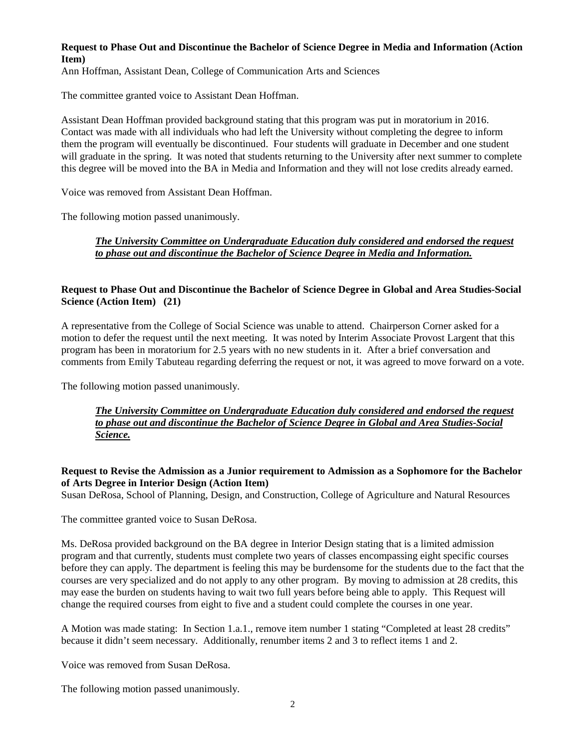**Request to Phase Out and Discontinue the Bachelor of Science Degree in Media and Information (Action Item)**
Ann Hoffman, Assistant Dean, College of Communication Arts and Sciences

The committee granted voice to Assistant Dean Hoffman.

Assistant Dean Hoffman provided background stating that this program was put in moratorium in 2016. Contact was made with all individuals who had left the University without completing the degree to inform them the program will eventually be discontinued. Four students will graduate in December and one student will graduate in the spring. It was noted that students returning to the University after next summer to complete this degree will be moved into the BA in Media and Information and they will not lose credits already earned.

Voice was removed from Assistant Dean Hoffman.

The following motion passed unanimously.

> ***The University Committee on Undergraduate Education duly considered and endorsed the request to phase out and discontinue the Bachelor of Science Degree in Media and Information.***

**Request to Phase Out and Discontinue the Bachelor of Science Degree in Global and Area Studies-Social Science (Action Item) (21)**

A representative from the College of Social Science was unable to attend. Chairperson Corner asked for a motion to defer the request until the next meeting. It was noted by Interim Associate Provost Largent that this program has been in moratorium for 2.5 years with no new students in it. After a brief conversation and comments from Emily Tabuteau regarding deferring the request or not, it was agreed to move forward on a vote.

The following motion passed unanimously.

> ***The University Committee on Undergraduate Education duly considered and endorsed the request to phase out and discontinue the Bachelor of Science Degree in Global and Area Studies-Social Science.***

**Request to Revise the Admission as a Junior requirement to Admission as a Sophomore for the Bachelor of Arts Degree in Interior Design (Action Item)**
Susan DeRosa, School of Planning, Design, and Construction, College of Agriculture and Natural Resources

The committee granted voice to Susan DeRosa.

Ms. DeRosa provided background on the BA degree in Interior Design stating that is a limited admission program and that currently, students must complete two years of classes encompassing eight specific courses before they can apply. The department is feeling this may be burdensome for the students due to the fact that the courses are very specialized and do not apply to any other program. By moving to admission at 28 credits, this may ease the burden on students having to wait two full years before being able to apply. This Request will change the required courses from eight to five and a student could complete the courses in one year.

A Motion was made stating: In Section 1.a.1., remove item number 1 stating "Completed at least 28 credits" because it didn't seem necessary. Additionally, renumber items 2 and 3 to reflect items 1 and 2.

Voice was removed from Susan DeRosa.

The following motion passed unanimously.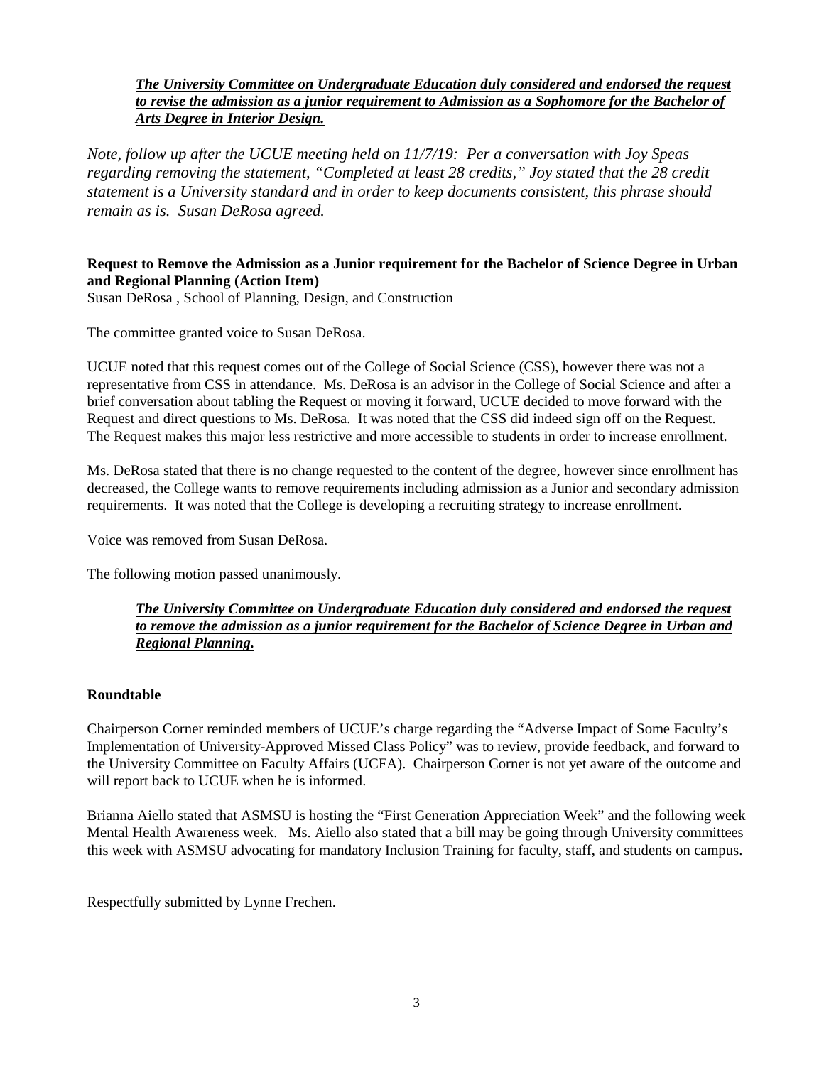> ***The University Committee on Undergraduate Education duly considered and endorsed the request to revise the admission as a junior requirement to Admission as a Sophomore for the Bachelor of Arts Degree in Interior Design.***

*Note, follow up after the UCUE meeting held on 11/7/19: Per a conversation with Joy Speas regarding removing the statement, "Completed at least 28 credits," Joy stated that the 28 credit statement is a University standard and in order to keep documents consistent, this phrase should remain as is. Susan DeRosa agreed.*

**Request to Remove the Admission as a Junior requirement for the Bachelor of Science Degree in Urban and Regional Planning (Action Item)**
Susan DeRosa , School of Planning, Design, and Construction

The committee granted voice to Susan DeRosa.

UCUE noted that this request comes out of the College of Social Science (CSS), however there was not a representative from CSS in attendance. Ms. DeRosa is an advisor in the College of Social Science and after a brief conversation about tabling the Request or moving it forward, UCUE decided to move forward with the Request and direct questions to Ms. DeRosa. It was noted that the CSS did indeed sign off on the Request. The Request makes this major less restrictive and more accessible to students in order to increase enrollment.

Ms. DeRosa stated that there is no change requested to the content of the degree, however since enrollment has decreased, the College wants to remove requirements including admission as a Junior and secondary admission requirements. It was noted that the College is developing a recruiting strategy to increase enrollment.

Voice was removed from Susan DeRosa.

The following motion passed unanimously.

> ***The University Committee on Undergraduate Education duly considered and endorsed the request to remove the admission as a junior requirement for the Bachelor of Science Degree in Urban and Regional Planning.***

**Roundtable**

Chairperson Corner reminded members of UCUE's charge regarding the "Adverse Impact of Some Faculty's Implementation of University-Approved Missed Class Policy" was to review, provide feedback, and forward to the University Committee on Faculty Affairs (UCFA). Chairperson Corner is not yet aware of the outcome and will report back to UCUE when he is informed.

Brianna Aiello stated that ASMSU is hosting the "First Generation Appreciation Week" and the following week Mental Health Awareness week. Ms. Aiello also stated that a bill may be going through University committees this week with ASMSU advocating for mandatory Inclusion Training for faculty, staff, and students on campus.

Respectfully submitted by Lynne Frechen.